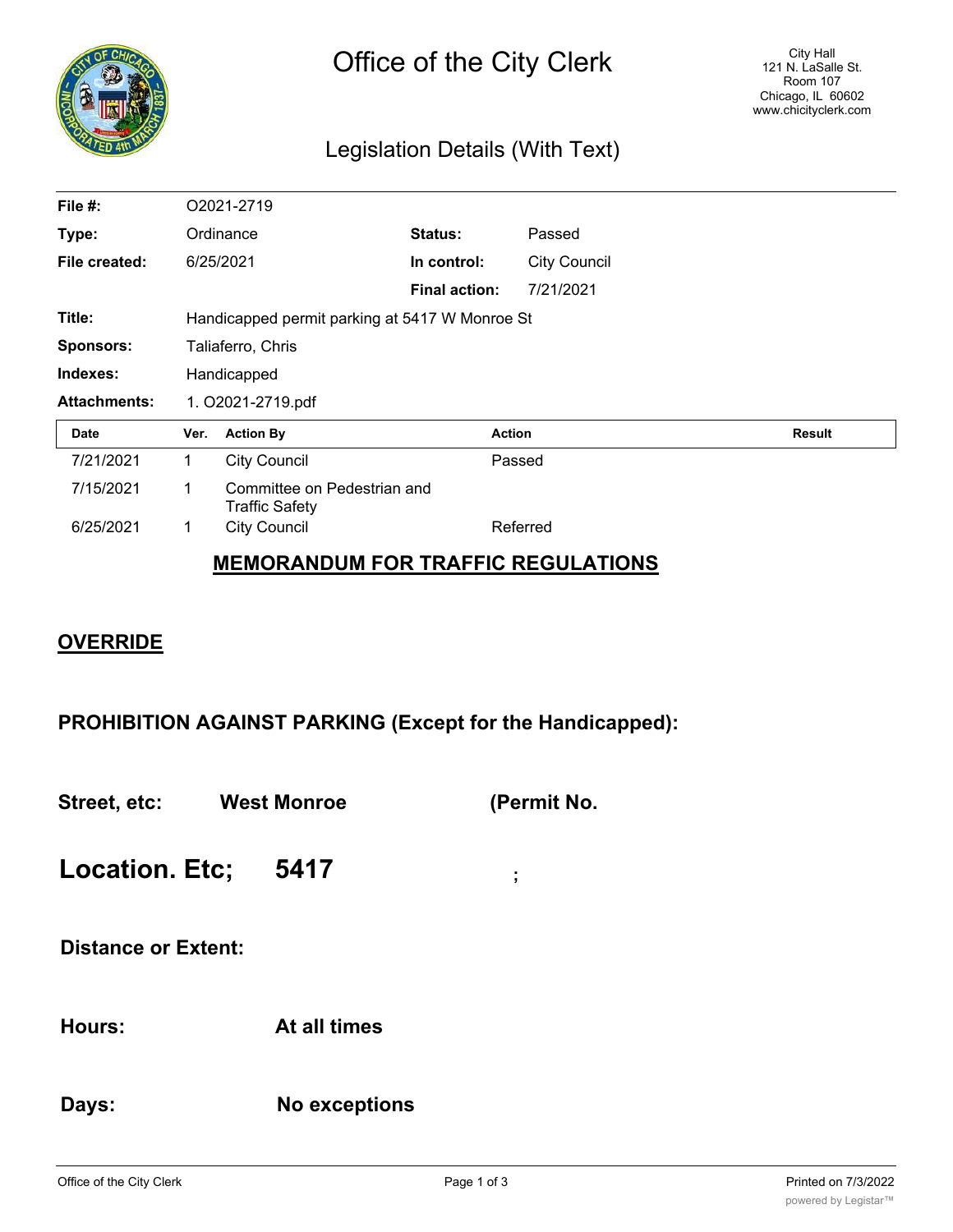# Office of the City Clerk

City Hall
121 N. LaSalle St.
Room 107
Chicago, IL 60602
www.chicityclerk.com

## Legislation Details (With Text)

| | | | |
|---|---|---|---|
| **File #:** | O2021-2719 | | |
| **Type:** | Ordinance | **Status:** | Passed |
| **File created:** | 6/25/2021 | **In control:** | City Council |
| | | **Final action:** | 7/21/2021 |
| **Title:** | Handicapped permit parking at 5417 W Monroe St | | |
| **Sponsors:** | Taliaferro, Chris | | |
| **Indexes:** | Handicapped | | |
| **Attachments:** | 1. O2021-2719.pdf | | |

| Date | Ver. | Action By | Action | Result |
|---|---|---|---|---|
| 7/21/2021 | 1 | City Council | Passed | |
| 7/15/2021 | 1 | Committee on Pedestrian and Traffic Safety | | |
| 6/25/2021 | 1 | City Council | Referred | |

## MEMORANDUM FOR TRAFFIC REGULATIONS

### OVERRIDE

### PROHIBITION AGAINST PARKING (Except for the Handicapped):

**Street, etc:** **West Monroe** **(Permit No.**

**Location. Etc;** **5417** ;

**Distance or Extent:**

**Hours:** **At all times**

**Days:** **No exceptions**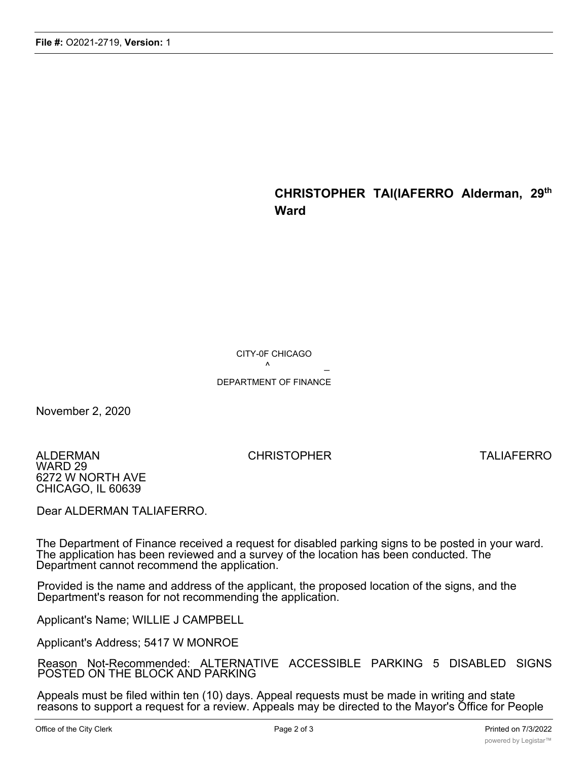**CHRISTOPHER TAI(IAFERRO Alderman, 29th Ward**

CITY-0F CHICAGO

^ _

DEPARTMENT OF FINANCE

November 2, 2020

ALDERMAN CHRISTOPHER TALIAFERRO
WARD 29
6272 W NORTH AVE
CHICAGO, IL 60639

Dear ALDERMAN TALIAFERRO.

The Department of Finance received a request for disabled parking signs to be posted in your ward. The application has been reviewed and a survey of the location has been conducted. The Department cannot recommend the application.

Provided is the name and address of the applicant, the proposed location of the signs, and the Department's reason for not recommending the application.

Applicant's Name; WILLIE J CAMPBELL

Applicant's Address; 5417 W MONROE

Reason Not-Recommended: ALTERNATIVE ACCESSIBLE PARKING 5 DISABLED SIGNS POSTED ON THE BLOCK AND PARKING

Appeals must be filed within ten (10) days. Appeal requests must be made in writing and state reasons to support a request for a review. Appeals may be directed to the Mayor's Office for People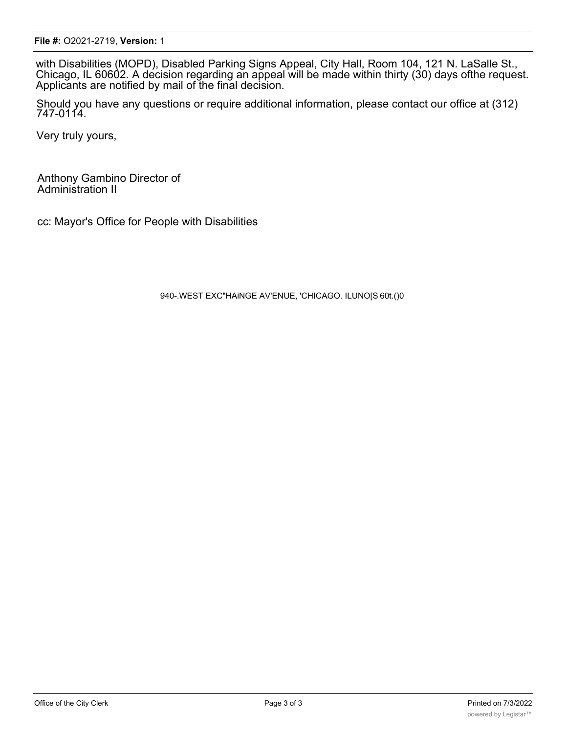with Disabilities (MOPD), Disabled Parking Signs Appeal, City Hall, Room 104, 121 N. LaSalle St., Chicago, IL 60602. A decision regarding an appeal will be made within thirty (30) days ofthe request. Applicants are notified by mail of the final decision.

Should you have any questions or require additional information, please contact our office at (312) 747-0114.

Very truly yours,

Anthony Gambino Director of Administration II

cc: Mayor's Office for People with Disabilities

940-.WEST EXC"HAiNGE AV'ENUE, 'CHICAGO. ILUNO[S;60t.()0